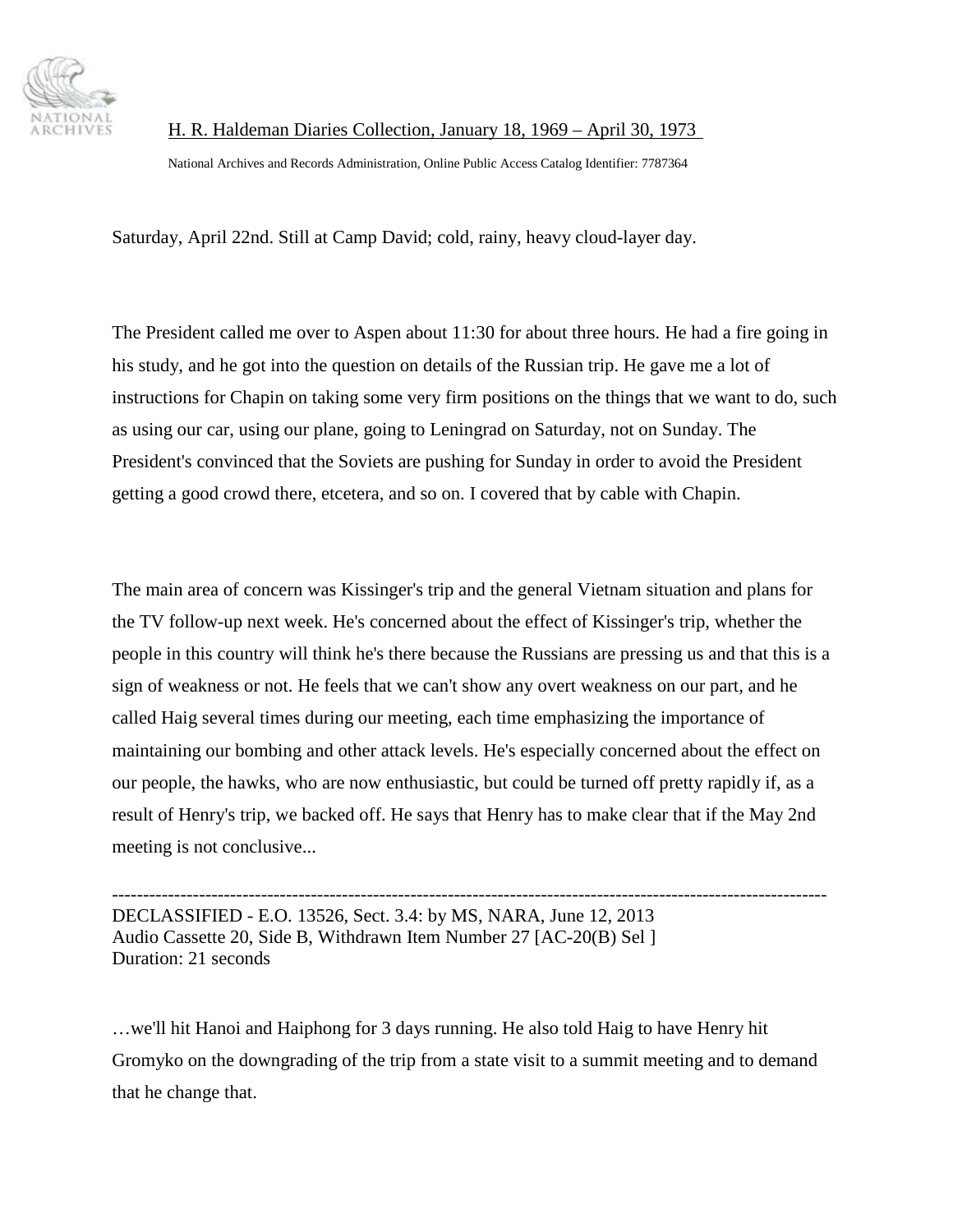H. R. Haldeman Diaries Collection, January 18, 1969 – April 30, 1973

National Archives and Records Administration, Online Public Access Catalog Identifier: 7787364

Saturday, April 22nd. Still at Camp David; cold, rainy, heavy cloud-layer day.

The President called me over to Aspen about 11:30 for about three hours. He had a fire going in his study, and he got into the question on details of the Russian trip. He gave me a lot of instructions for Chapin on taking some very firm positions on the things that we want to do, such as using our car, using our plane, going to Leningrad on Saturday, not on Sunday. The President's convinced that the Soviets are pushing for Sunday in order to avoid the President getting a good crowd there, etcetera, and so on. I covered that by cable with Chapin.

The main area of concern was Kissinger's trip and the general Vietnam situation and plans for the TV follow-up next week. He's concerned about the effect of Kissinger's trip, whether the people in this country will think he's there because the Russians are pressing us and that this is a sign of weakness or not. He feels that we can't show any overt weakness on our part, and he called Haig several times during our meeting, each time emphasizing the importance of maintaining our bombing and other attack levels. He's especially concerned about the effect on our people, the hawks, who are now enthusiastic, but could be turned off pretty rapidly if, as a result of Henry's trip, we backed off. He says that Henry has to make clear that if the May 2nd meeting is not conclusive...

---

DECLASSIFIED - E.O. 13526, Sect. 3.4: by MS, NARA, June 12, 2013
Audio Cassette 20, Side B, Withdrawn Item Number 27 [AC-20(B) Sel ]
Duration: 21 seconds

…we'll hit Hanoi and Haiphong for 3 days running. He also told Haig to have Henry hit Gromyko on the downgrading of the trip from a state visit to a summit meeting and to demand that he change that.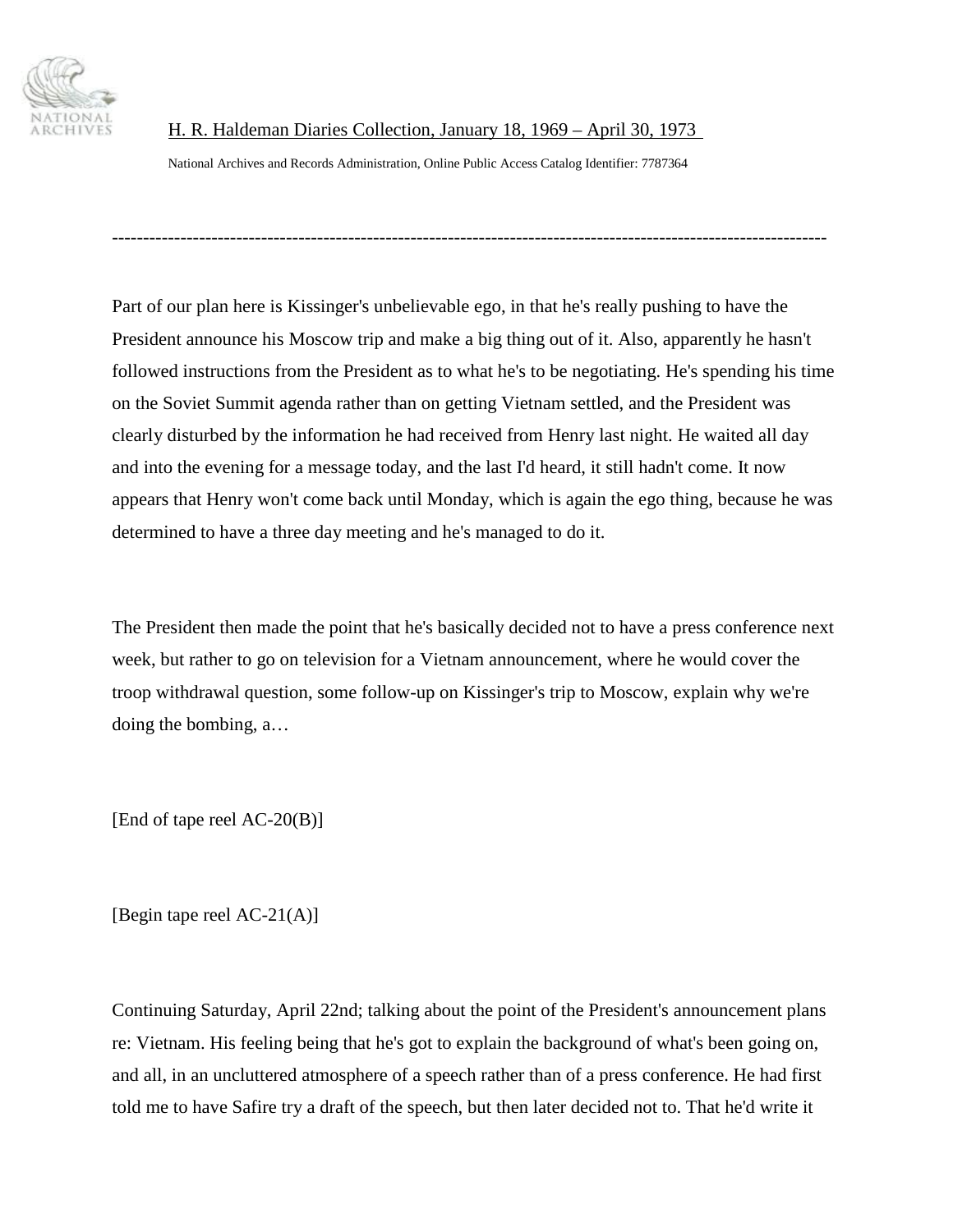Part of our plan here is Kissinger's unbelievable ego, in that he's really pushing to have the President announce his Moscow trip and make a big thing out of it. Also, apparently he hasn't followed instructions from the President as to what he's to be negotiating. He's spending his time on the Soviet Summit agenda rather than on getting Vietnam settled, and the President was clearly disturbed by the information he had received from Henry last night. He waited all day and into the evening for a message today, and the last I'd heard, it still hadn't come. It now appears that Henry won't come back until Monday, which is again the ego thing, because he was determined to have a three day meeting and he's managed to do it.

The President then made the point that he's basically decided not to have a press conference next week, but rather to go on television for a Vietnam announcement, where he would cover the troop withdrawal question, some follow-up on Kissinger's trip to Moscow, explain why we're doing the bombing, a…

[End of tape reel AC-20(B)]

[Begin tape reel AC-21(A)]

Continuing Saturday, April 22nd; talking about the point of the President's announcement plans re: Vietnam. His feeling being that he's got to explain the background of what's been going on, and all, in an uncluttered atmosphere of a speech rather than of a press conference. He had first told me to have Safire try a draft of the speech, but then later decided not to. That he'd write it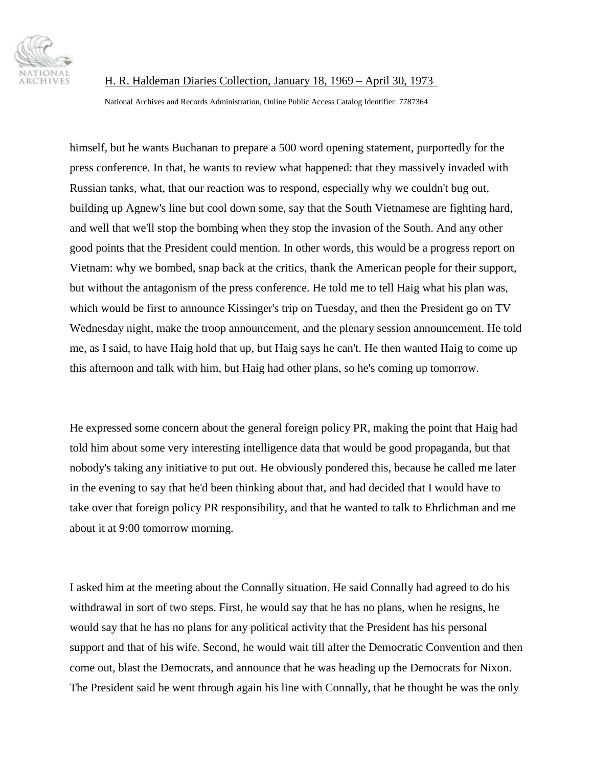himself, but he wants Buchanan to prepare a 500 word opening statement, purportedly for the press conference. In that, he wants to review what happened: that they massively invaded with Russian tanks, what, that our reaction was to respond, especially why we couldn't bug out, building up Agnew's line but cool down some, say that the South Vietnamese are fighting hard, and well that we'll stop the bombing when they stop the invasion of the South. And any other good points that the President could mention. In other words, this would be a progress report on Vietnam: why we bombed, snap back at the critics, thank the American people for their support, but without the antagonism of the press conference. He told me to tell Haig what his plan was, which would be first to announce Kissinger's trip on Tuesday, and then the President go on TV Wednesday night, make the troop announcement, and the plenary session announcement. He told me, as I said, to have Haig hold that up, but Haig says he can't. He then wanted Haig to come up this afternoon and talk with him, but Haig had other plans, so he's coming up tomorrow.

He expressed some concern about the general foreign policy PR, making the point that Haig had told him about some very interesting intelligence data that would be good propaganda, but that nobody's taking any initiative to put out. He obviously pondered this, because he called me later in the evening to say that he'd been thinking about that, and had decided that I would have to take over that foreign policy PR responsibility, and that he wanted to talk to Ehrlichman and me about it at 9:00 tomorrow morning.

I asked him at the meeting about the Connally situation. He said Connally had agreed to do his withdrawal in sort of two steps. First, he would say that he has no plans, when he resigns, he would say that he has no plans for any political activity that the President has his personal support and that of his wife. Second, he would wait till after the Democratic Convention and then come out, blast the Democrats, and announce that he was heading up the Democrats for Nixon. The President said he went through again his line with Connally, that he thought he was the only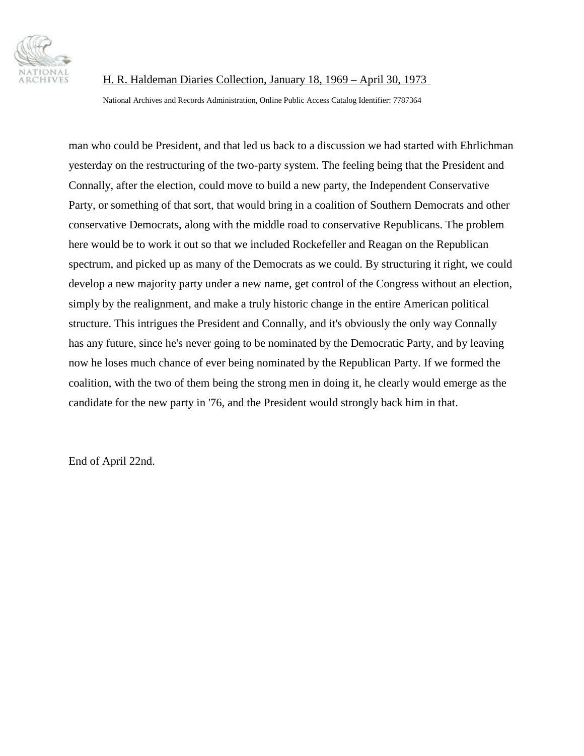man who could be President, and that led us back to a discussion we had started with Ehrlichman yesterday on the restructuring of the two-party system. The feeling being that the President and Connally, after the election, could move to build a new party, the Independent Conservative Party, or something of that sort, that would bring in a coalition of Southern Democrats and other conservative Democrats, along with the middle road to conservative Republicans. The problem here would be to work it out so that we included Rockefeller and Reagan on the Republican spectrum, and picked up as many of the Democrats as we could. By structuring it right, we could develop a new majority party under a new name, get control of the Congress without an election, simply by the realignment, and make a truly historic change in the entire American political structure. This intrigues the President and Connally, and it's obviously the only way Connally has any future, since he's never going to be nominated by the Democratic Party, and by leaving now he loses much chance of ever being nominated by the Republican Party. If we formed the coalition, with the two of them being the strong men in doing it, he clearly would emerge as the candidate for the new party in '76, and the President would strongly back him in that.

End of April 22nd.